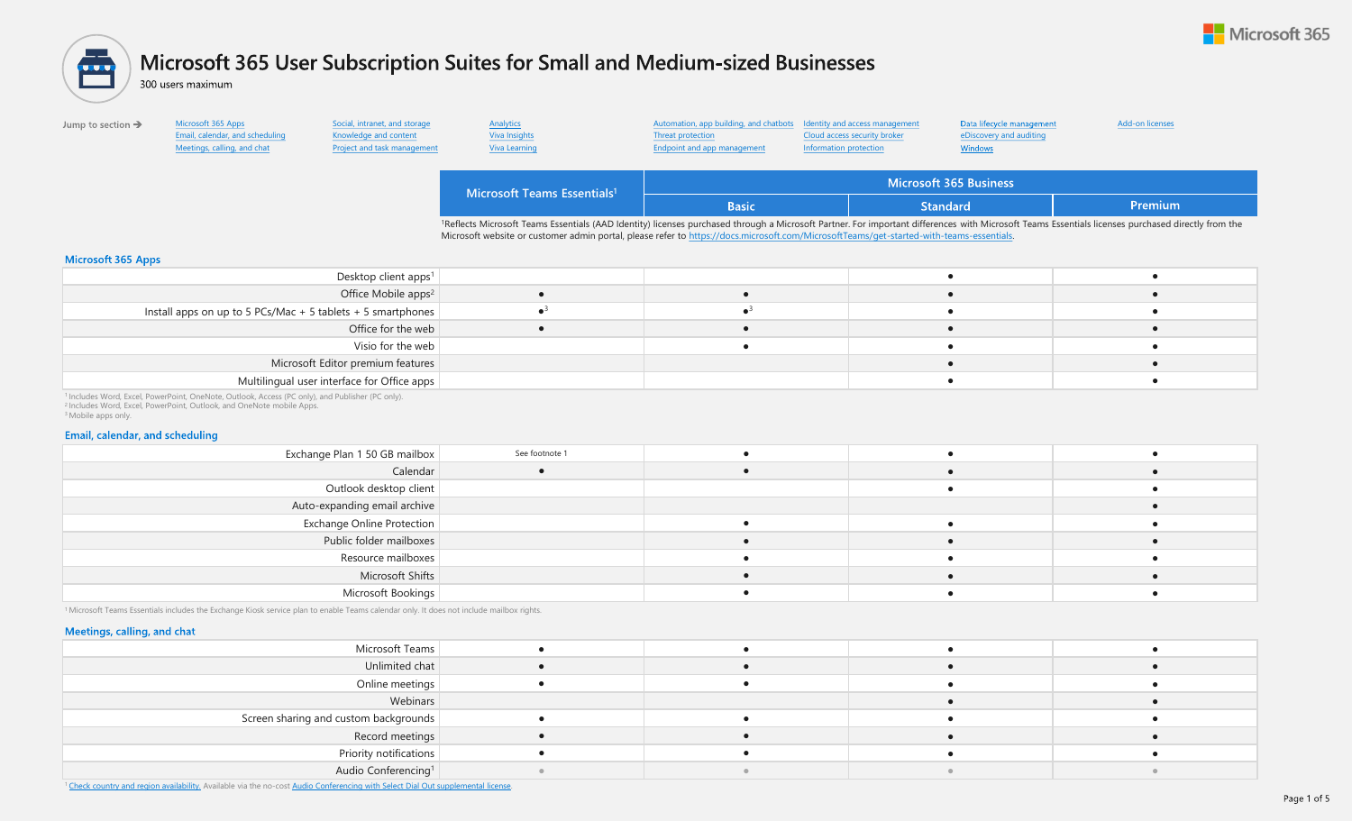# Microsoft 365 User Subscription Suites for Small and Medium-sized Businesses

300 users maximum

Jump to section →

- Microsoft 365 Apps
- Email, calendar, and scheduling
- Meetings, calling, and chat
- Social, intranet, and storage
- Knowledge and content
- Project and task management
- Analytics
- Viva Insights
- Viva Learning
- Automation, app building, and chatbots
- Threat protection
- Endpoint and app management
- Identity and access management
- Cloud access security broker
- Information protection
- Data lifecycle management
- eDiscovery and auditing
- Windows
- Add-on licenses

| | Microsoft Teams Essentials[1] | Microsoft 365 Business | | |
|---|---|---|---|---|
| | | Basic | Standard | Premium |

[1]Reflects Microsoft Teams Essentials (AAD Identity) licenses purchased through a Microsoft Partner. For important differences with Microsoft Teams Essentials licenses purchased directly from the Microsoft website or customer admin portal, please refer to https://docs.microsoft.com/MicrosoftTeams/get-started-with-teams-essentials.

## Microsoft 365 Apps

| | Microsoft Teams Essentials | Basic | Standard | Premium |
|---|---|---|---|---|
| Desktop client apps[1] | | | ● | ● |
| Office Mobile apps[2] | ● | ● | ● | ● |
| Install apps on up to 5 PCs/Mac + 5 tablets + 5 smartphones | ●[3] | ●[3] | ● | ● |
| Office for the web | ● | ● | ● | ● |
| Visio for the web | | ● | ● | ● |
| Microsoft Editor premium features | | | ● | ● |
| Multilingual user interface for Office apps | | | ● | ● |

[1] Includes Word, Excel, PowerPoint, OneNote, Outlook, Access (PC only), and Publisher (PC only).
[2] Includes Word, Excel, PowerPoint, Outlook, and OneNote mobile Apps.
[3] Mobile apps only.

## Email, calendar, and scheduling

| | Microsoft Teams Essentials | Basic | Standard | Premium |
|---|---|---|---|---|
| Exchange Plan 1 50 GB mailbox | See footnote 1 | ● | ● | ● |
| Calendar | ● | ● | ● | ● |
| Outlook desktop client | | | ● | ● |
| Auto-expanding email archive | | | | ● |
| Exchange Online Protection | | ● | ● | ● |
| Public folder mailboxes | | ● | ● | ● |
| Resource mailboxes | | ● | ● | ● |
| Microsoft Shifts | | ● | ● | ● |
| Microsoft Bookings | | ● | ● | ● |

[1] Microsoft Teams Essentials includes the Exchange Kiosk service plan to enable Teams calendar only. It does not include mailbox rights.

## Meetings, calling, and chat

| | Microsoft Teams Essentials | Basic | Standard | Premium |
|---|---|---|---|---|
| Microsoft Teams | ● | ● | ● | ● |
| Unlimited chat | ● | ● | ● | ● |
| Online meetings | ● | ● | ● | ● |
| Webinars | | | ● | ● |
| Screen sharing and custom backgrounds | ● | ● | ● | ● |
| Record meetings | ● | ● | ● | ● |
| Priority notifications | ● | ● | ● | ● |
| Audio Conferencing[1] | ● | ● | ● | ● |

[1] Check country and region availability. Available via the no-cost Audio Conferencing with Select Dial Out supplemental license.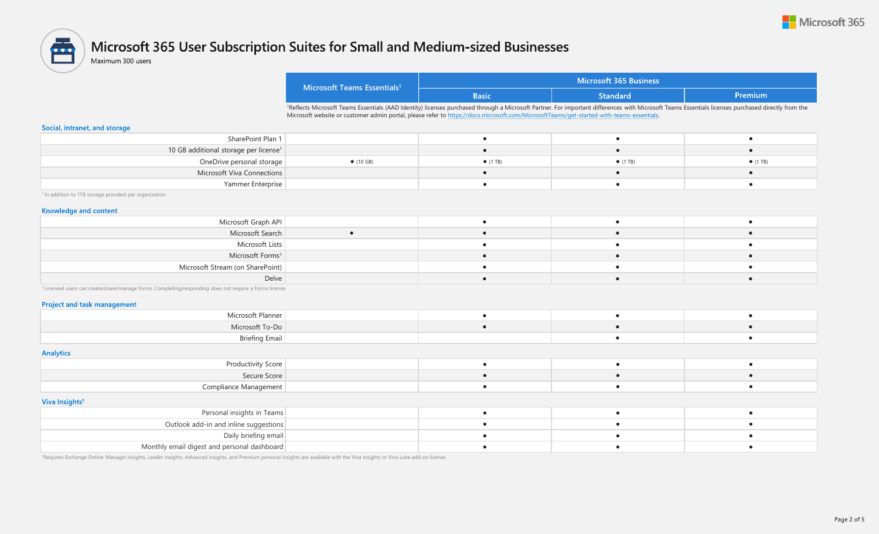Microsoft 365

# Microsoft 365 User Subscription Suites for Small and Medium-sized Businesses

Maximum 300 users

| | Microsoft Teams Essentials[1] | Microsoft 365 Business | | |
|---|---|---|---|---|
| | | Basic | Standard | Premium |

[1]Reflects Microsoft Teams Essentials (AAD Identity) licenses purchased through a Microsoft Partner. For important differences with Microsoft Teams Essentials licenses purchased directly from the Microsoft website or customer admin portal, please refer to https://docs.microsoft.com/MicrosoftTeams/get-started-with-teams-essentials.

## Social, intranet, and storage

| | Microsoft Teams Essentials | Basic | Standard | Premium |
|---|---|---|---|---|
| SharePoint Plan 1 | | ● | ● | ● |
| 10 GB additional storage per license[1] | | ● | ● | ● |
| OneDrive personal storage | ● (10 GB) | ● (1 TB) | ● (1 TB) | ● (1 TB) |
| Microsoft Viva Connections | | ● | ● | ● |
| Yammer Enterprise | | ● | ● | ● |

[1] In addition to 1TB storage provided per organization.

## Knowledge and content

| | Microsoft Teams Essentials | Basic | Standard | Premium |
|---|---|---|---|---|
| Microsoft Graph API | | ● | ● | ● |
| Microsoft Search | ● | ● | ● | ● |
| Microsoft Lists | | ● | ● | ● |
| Microsoft Forms[1] | | ● | ● | ● |
| Microsoft Stream (on SharePoint) | | ● | ● | ● |
| Delve | | ● | ● | ● |

[1] Licensed users can create/share/manage forms. Completing/responding does not require a Forms license.

## Project and task management

| | Microsoft Teams Essentials | Basic | Standard | Premium |
|---|---|---|---|---|
| Microsoft Planner | | ● | ● | ● |
| Microsoft To-Do | | ● | ● | ● |
| Briefing Email | | | ● | ● |

## Analytics

| | Microsoft Teams Essentials | Basic | Standard | Premium |
|---|---|---|---|---|
| Productivity Score | | ● | ● | ● |
| Secure Score | | ● | ● | ● |
| Compliance Management | | ● | ● | ● |

## Viva Insights[1]

| | Microsoft Teams Essentials | Basic | Standard | Premium |
|---|---|---|---|---|
| Personal insights in Teams | | ● | ● | ● |
| Outlook add-in and inline suggestions | | ● | ● | ● |
| Daily briefing email | | ● | ● | ● |
| Monthly email digest and personal dashboard | | ● | ● | ● |

[1]Requires Exchange Online. Manager insights, Leader insights, Advanced insights, and Premium personal insights are available with the Viva Insights or Viva suite add-on license.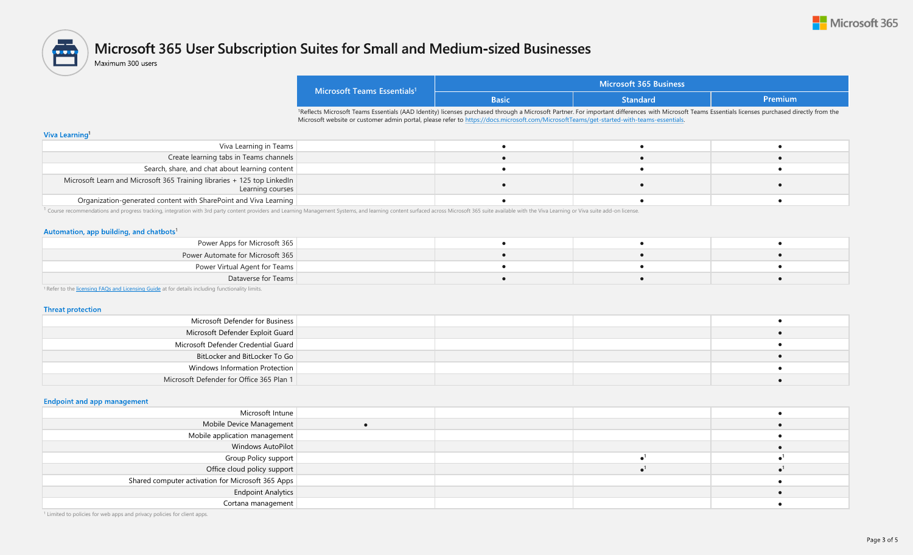# Microsoft 365 User Subscription Suites for Small and Medium-sized Businesses

Maximum 300 users

| | Microsoft Teams Essentials[1] | Microsoft 365 Business | | |
|---|---|---|---|---|
| | | Basic | Standard | Premium |

[1]Reflects Microsoft Teams Essentials (AAD Identity) licenses purchased through a Microsoft Partner. For important differences with Microsoft Teams Essentials licenses purchased directly from the Microsoft website or customer admin portal, please refer to https://docs.microsoft.com/MicrosoftTeams/get-started-with-teams-essentials.

## Viva Learning[1]

| Feature | Microsoft Teams Essentials | Basic | Standard | Premium |
|---|---|---|---|---|
| Viva Learning in Teams | | ● | ● | ● |
| Create learning tabs in Teams channels | | ● | ● | ● |
| Search, share, and chat about learning content | | ● | ● | ● |
| Microsoft Learn and Microsoft 365 Training libraries + 125 top LinkedIn Learning courses | | ● | ● | ● |
| Organization-generated content with SharePoint and Viva Learning | | ● | ● | ● |

[1] Course recommendations and progress tracking, integration with 3rd party content providers and Learning Management Systems, and learning content surfaced across Microsoft 365 suite available with the Viva Learning or Viva suite add-on license.

## Automation, app building, and chatbots[1]

| Feature | Microsoft Teams Essentials | Basic | Standard | Premium |
|---|---|---|---|---|
| Power Apps for Microsoft 365 | | ● | ● | ● |
| Power Automate for Microsoft 365 | | ● | ● | ● |
| Power Virtual Agent for Teams | | ● | ● | ● |
| Dataverse for Teams | | ● | ● | ● |

[1] Refer to the licensing FAQs and Licensing Guide at for details including functionality limits.

## Threat protection

| Feature | Microsoft Teams Essentials | Basic | Standard | Premium |
|---|---|---|---|---|
| Microsoft Defender for Business | | | | ● |
| Microsoft Defender Exploit Guard | | | | ● |
| Microsoft Defender Credential Guard | | | | ● |
| BitLocker and BitLocker To Go | | | | ● |
| Windows Information Protection | | | | ● |
| Microsoft Defender for Office 365 Plan 1 | | | | ● |

## Endpoint and app management

| Feature | Microsoft Teams Essentials | Basic | Standard | Premium |
|---|---|---|---|---|
| Microsoft Intune | | | | ● |
| Mobile Device Management | ● | | | ● |
| Mobile application management | | | | ● |
| Windows AutoPilot | | | | ● |
| Group Policy support | | | ●[1] | ●[1] |
| Office cloud policy support | | | ●[1] | ●[1] |
| Shared computer activation for Microsoft 365 Apps | | | | ● |
| Endpoint Analytics | | | | ● |
| Cortana management | | | | ● |

[1] Limited to policies for web apps and privacy policies for client apps.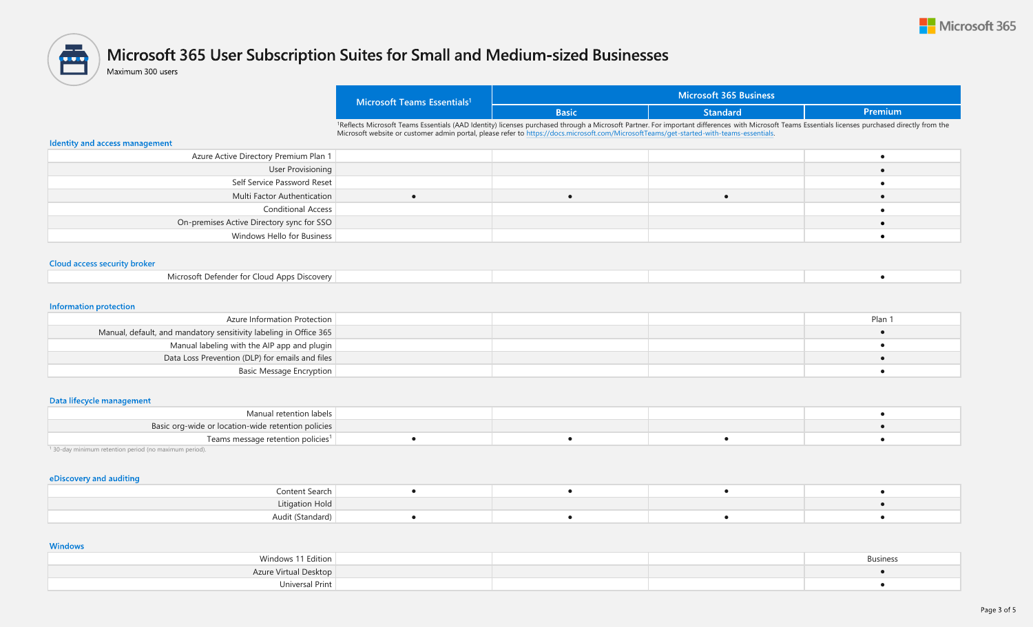# Microsoft 365 User Subscription Suites for Small and Medium-sized Businesses

Maximum 300 users

| | Microsoft Teams Essentials[1] | Microsoft 365 Business | | |
|---|---|---|---|---|
| | | Basic | Standard | Premium |

[1]Reflects Microsoft Teams Essentials (AAD Identity) licenses purchased through a Microsoft Partner. For important differences with Microsoft Teams Essentials licenses purchased directly from the Microsoft website or customer admin portal, please refer to https://docs.microsoft.com/MicrosoftTeams/get-started-with-teams-essentials.

### Identity and access management

| | Microsoft Teams Essentials[1] | Basic | Standard | Premium |
|---|---|---|---|---|
| Azure Active Directory Premium Plan 1 | | | | • |
| User Provisioning | | | | • |
| Self Service Password Reset | | | | • |
| Multi Factor Authentication | • | • | • | • |
| Conditional Access | | | | • |
| On-premises Active Directory sync for SSO | | | | • |
| Windows Hello for Business | | | | • |

### Cloud access security broker

| | Microsoft Teams Essentials[1] | Basic | Standard | Premium |
|---|---|---|---|---|
| Microsoft Defender for Cloud Apps Discovery | | | | • |

### Information protection

| | Microsoft Teams Essentials[1] | Basic | Standard | Premium |
|---|---|---|---|---|
| Azure Information Protection | | | | Plan 1 |
| Manual, default, and mandatory sensitivity labeling in Office 365 | | | | • |
| Manual labeling with the AIP app and plugin | | | | • |
| Data Loss Prevention (DLP) for emails and files | | | | • |
| Basic Message Encryption | | | | • |

### Data lifecycle management

| | Microsoft Teams Essentials[1] | Basic | Standard | Premium |
|---|---|---|---|---|
| Manual retention labels | | | | • |
| Basic org-wide or location-wide retention policies | | | | • |
| Teams message retention policies[1] | • | • | • | • |

[1] 30-day minimum retention period (no maximum period).

### eDiscovery and auditing

| | Microsoft Teams Essentials[1] | Basic | Standard | Premium |
|---|---|---|---|---|
| Content Search | • | • | • | • |
| Litigation Hold | | | | • |
| Audit (Standard) | • | • | • | • |

### Windows

| | Microsoft Teams Essentials[1] | Basic | Standard | Premium |
|---|---|---|---|---|
| Windows 11 Edition | | | | Business |
| Azure Virtual Desktop | | | | • |
| Universal Print | | | | • |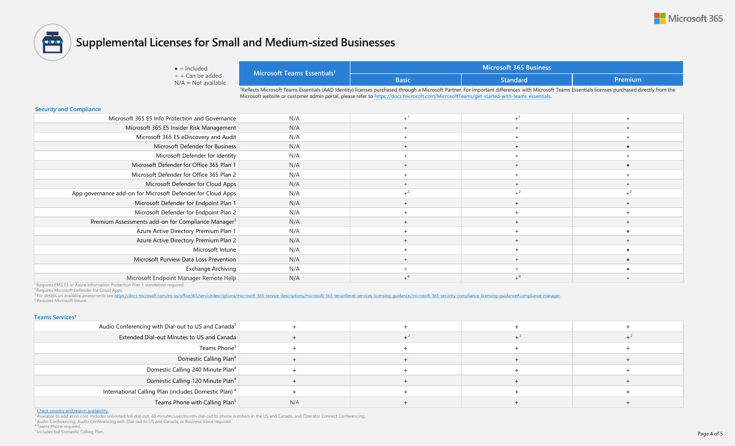# Supplemental Licenses for Small and Medium-sized Businesses

● = Included
+ = Can be added
N/A = Not available

| | Microsoft Teams Essentials[1] | Microsoft 365 Business | | |
|---|---|---|---|---|
| | | Basic | Standard | Premium |

[1]Reflects Microsoft Teams Essentials (AAD Identity) licenses purchased through a Microsoft Partner. For important differences with Microsoft Teams Essentials licenses purchased directly from the Microsoft website or customer admin portal, please refer to https://docs.microsoft.com/MicrosoftTeams/get-started-with-teams-essentials.

## Security and Compliance

| | Microsoft Teams Essentials | Basic | Standard | Premium |
|---|---|---|---|---|
| Microsoft 365 E5 Info Protection and Governance | N/A | +[1] | +[1] | + |
| Microsoft 365 E5 Insider Risk Management | N/A | + | + | + |
| Microsoft 365 E5 eDiscovery and Audit | N/A | + | + | + |
| Microsoft Defender for Business | N/A | + | + | ● |
| Microsoft Defender for Identity | N/A | + | + | + |
| Microsoft Defender for Office 365 Plan 1 | N/A | + | + | ● |
| Microsoft Defender for Office 365 Plan 2 | N/A | + | + | + |
| Microsoft Defender for Cloud Apps | N/A | + | + | + |
| App governance add-on for Microsoft Defender for Cloud Apps | N/A | +[2] | +[2] | +[2] |
| Microsoft Defender for Endpoint Plan 1 | N/A | + | + | + |
| Microsoft Defender for Endpoint Plan 2 | N/A | + | + | + |
| Premium Assessments add-on for Compliance Manager[3] | N/A | + | + | + |
| Azure Active Directory Premium Plan 1 | N/A | + | + | ● |
| Azure Active Directory Premium Plan 2 | N/A | + | + | + |
| Microsoft Intune | N/A | + | + | ● |
| Microsoft Purview Data Loss Prevention | N/A | + | + | ● |
| Exchange Archiving | N/A | + | + | ● |
| Microsoft Endpoint Manager Remote Help | N/A | +[4] | +[4] | + |

[1] Requires EMS E3 or Azure Information Protection Plan 1 standalone required.
[2] Requires Microsoft Defender for Cloud Apps.
[3] For details on available assessments see https://docs.microsoft.com/en-us/office365/servicedescriptions/microsoft-365-service-descriptions/microsoft-365-tenantlevel-services-licensing-guidance/microsoft-365-security-compliance-licensing-guidance#compliance-manager.
[4] Requires Microsoft Intune.

## Teams Services[1]

| | Microsoft Teams Essentials | Basic | Standard | Premium |
|---|---|---|---|---|
| Audio Conferencing with Dial-out to US and Canada[2] | + | + | + | + |
| Extended Dial-out Minutes to US and Canada | + | +[2] | +[2] | +[2] |
| Teams Phone[3] | + | + | + | + |
| Domestic Calling Plan[4] | + | + | + | + |
| Domestic Calling 240 Minute Plan[4] | + | + | + | + |
| Domestic Calling 120 Minute Plan[4] | + | + | + | + |
| International Calling Plan (includes Domestic Plan)[4] | + | + | + | + |
| Teams Phone with Calling Plan[5] | N/A | + | + | + |

[1] Check country and region availability.
[2] Available to add at no cost. Includes unlimited toll dial-out, 60 minutes/user/month dial-out to phone numbers in the US and Canada, and Operator Connect Conferencing.
[3] Audio Conferencing, Audio Conferencing with Dial-out to US and Canada, or Business Voice required.
[4] Teams Phone required.
[5] Includes full Domestic Calling Plan.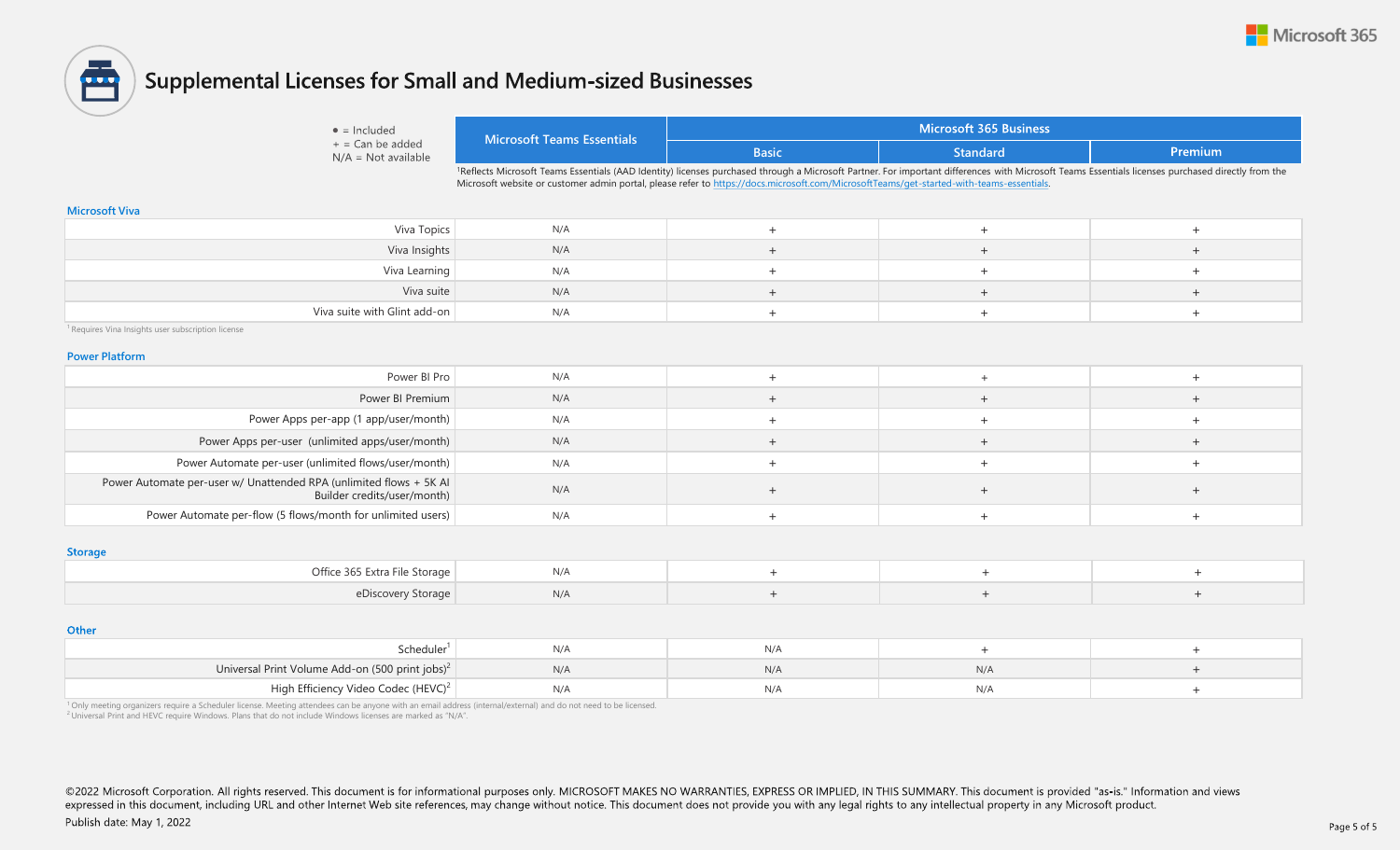# Supplemental Licenses for Small and Medium-sized Businesses

• = Included
+ = Can be added
N/A = Not available

| | Microsoft Teams Essentials | Microsoft 365 Business | | |
|---|---|---|---|---|
| | | Basic | Standard | Premium |

[1]Reflects Microsoft Teams Essentials (AAD Identity) licenses purchased through a Microsoft Partner. For important differences with Microsoft Teams Essentials licenses purchased directly from the Microsoft website or customer admin portal, please refer to https://docs.microsoft.com/MicrosoftTeams/get-started-with-teams-essentials.

**Microsoft Viva**

| | Microsoft Teams Essentials | Basic | Standard | Premium |
|---|---|---|---|---|
| Viva Topics | N/A | + | + | + |
| Viva Insights | N/A | + | + | + |
| Viva Learning | N/A | + | + | + |
| Viva suite | N/A | + | + | + |
| Viva suite with Glint add-on | N/A | + | + | + |

[1] Requires Vina Insights user subscription license

**Power Platform**

| | Microsoft Teams Essentials | Basic | Standard | Premium |
|---|---|---|---|---|
| Power BI Pro | N/A | + | + | + |
| Power BI Premium | N/A | + | + | + |
| Power Apps per-app (1 app/user/month) | N/A | + | + | + |
| Power Apps per-user (unlimited apps/user/month) | N/A | + | + | + |
| Power Automate per-user (unlimited flows/user/month) | N/A | + | + | + |
| Power Automate per-user w/ Unattended RPA (unlimited flows + 5K AI Builder credits/user/month) | N/A | + | + | + |
| Power Automate per-flow (5 flows/month for unlimited users) | N/A | + | + | + |

**Storage**

| | Microsoft Teams Essentials | Basic | Standard | Premium |
|---|---|---|---|---|
| Office 365 Extra File Storage | N/A | + | + | + |
| eDiscovery Storage | N/A | + | + | + |

**Other**

| | Microsoft Teams Essentials | Basic | Standard | Premium |
|---|---|---|---|---|
| Scheduler[1] | N/A | N/A | + | + |
| Universal Print Volume Add-on (500 print jobs)[2] | N/A | N/A | N/A | + |
| High Efficiency Video Codec (HEVC)[2] | N/A | N/A | N/A | + |

[1] Only meeting organizers require a Scheduler license. Meeting attendees can be anyone with an email address (internal/external) and do not need to be licensed.
[2] Universal Print and HEVC require Windows. Plans that do not include Windows licenses are marked as "N/A".

©2022 Microsoft Corporation. All rights reserved. This document is for informational purposes only. MICROSOFT MAKES NO WARRANTIES, EXPRESS OR IMPLIED, IN THIS SUMMARY. This document is provided "as-is." Information and views expressed in this document, including URL and other Internet Web site references, may change without notice. This document does not provide you with any legal rights to any intellectual property in any Microsoft product.

Publish date: May 1, 2022